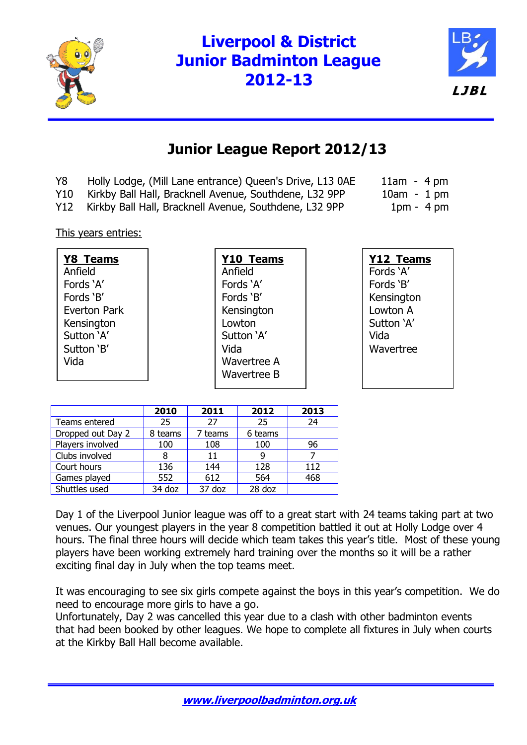# Liverpool & District Junior Badminton League 2012-13

LJBL

## Junior League Report 2012/13

| | | |
|---|---|---|
| Y8 | Holly Lodge, (Mill Lane entrance) Queen's Drive, L13 0AE | 11am - 4 pm |
| Y10 | Kirkby Ball Hall, Bracknell Avenue, Southdene, L32 9PP | 10am - 1 pm |
| Y12 | Kirkby Ball Hall, Bracknell Avenue, Southdene, L32 9PP | 1pm - 4 pm |

This years entries:

**Y8 Teams**
- Anfield
- Fords 'A'
- Fords 'B'
- Everton Park
- Kensington
- Sutton 'A'
- Sutton 'B'
- Vida

**Y10 Teams**
- Anfield
- Fords 'A'
- Fords 'B'
- Kensington
- Lowton
- Sutton 'A'
- Vida
- Wavertree A
- Wavertree B

**Y12 Teams**
- Fords 'A'
- Fords 'B'
- Kensington
- Lowton A
- Sutton 'A'
- Vida
- Wavertree

| | 2010 | 2011 | 2012 | 2013 |
|---|---|---|---|---|
| Teams entered | 25 | 27 | 25 | 24 |
| Dropped out Day 2 | 8 teams | 7 teams | 6 teams | |
| Players involved | 100 | 108 | 100 | 96 |
| Clubs involved | 8 | 11 | 9 | 7 |
| Court hours | 136 | 144 | 128 | 112 |
| Games played | 552 | 612 | 564 | 468 |
| Shuttles used | 34 doz | 37 doz | 28 doz | |

Day 1 of the Liverpool Junior league was off to a great start with 24 teams taking part at two venues. Our youngest players in the year 8 competition battled it out at Holly Lodge over 4 hours. The final three hours will decide which team takes this year's title. Most of these young players have been working extremely hard training over the months so it will be a rather exciting final day in July when the top teams meet.

It was encouraging to see six girls compete against the boys in this year's competition. We do need to encourage more girls to have a go.
Unfortunately, Day 2 was cancelled this year due to a clash with other badminton events that had been booked by other leagues. We hope to complete all fixtures in July when courts at the Kirkby Ball Hall become available.

*www.liverpoolbadminton.org.uk*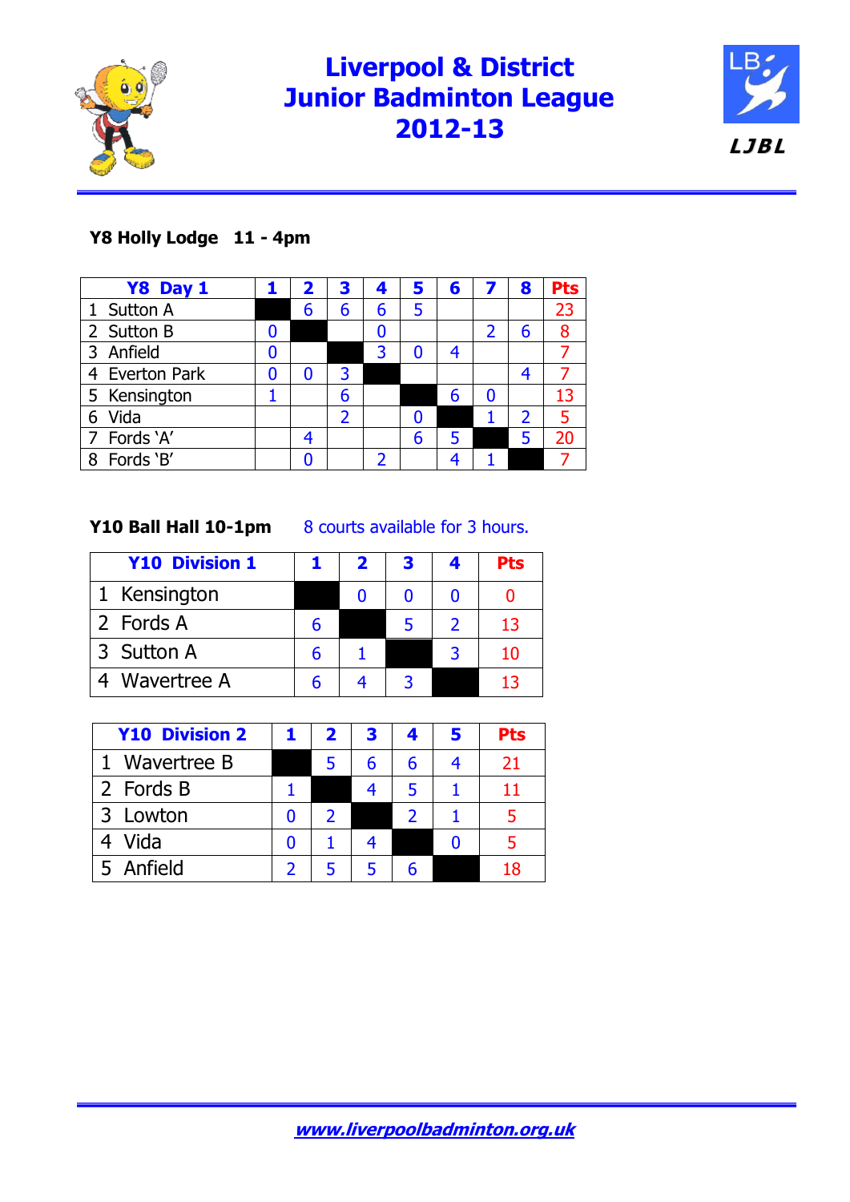# Liverpool & District Junior Badminton League 2012-13

LJBL

**Y8 Holly Lodge 11 - 4pm**

| Y8 Day 1 | 1 | 2 | 3 | 4 | 5 | 6 | 7 | 8 | Pts |
|---|---|---|---|---|---|---|---|---|---|
| 1 Sutton A | | 6 | 6 | 6 | 5 | | | | 23 |
| 2 Sutton B | 0 | | | 0 | | | 2 | 6 | 8 |
| 3 Anfield | 0 | | | 3 | 0 | 4 | | | 7 |
| 4 Everton Park | 0 | 0 | 3 | | | | | 4 | 7 |
| 5 Kensington | 1 | | 6 | | | 6 | 0 | | 13 |
| 6 Vida | | | 2 | | 0 | | 1 | 2 | 5 |
| 7 Fords 'A' | | 4 | | | 6 | 5 | | 5 | 20 |
| 8 Fords 'B' | | 0 | | 2 | | 4 | 1 | | 7 |

**Y10 Ball Hall 10-1pm** 8 courts available for 3 hours.

| Y10 Division 1 | 1 | 2 | 3 | 4 | Pts |
|---|---|---|---|---|---|
| 1 Kensington | | 0 | 0 | 0 | 0 |
| 2 Fords A | 6 | | 5 | 2 | 13 |
| 3 Sutton A | 6 | 1 | | 3 | 10 |
| 4 Wavertree A | 6 | 4 | 3 | | 13 |

| Y10 Division 2 | 1 | 2 | 3 | 4 | 5 | Pts |
|---|---|---|---|---|---|---|
| 1 Wavertree B | | 5 | 6 | 6 | 4 | 21 |
| 2 Fords B | 1 | | 4 | 5 | 1 | 11 |
| 3 Lowton | 0 | 2 | | 2 | 1 | 5 |
| 4 Vida | 0 | 1 | 4 | | 0 | 5 |
| 5 Anfield | 2 | 5 | 5 | 6 | | 18 |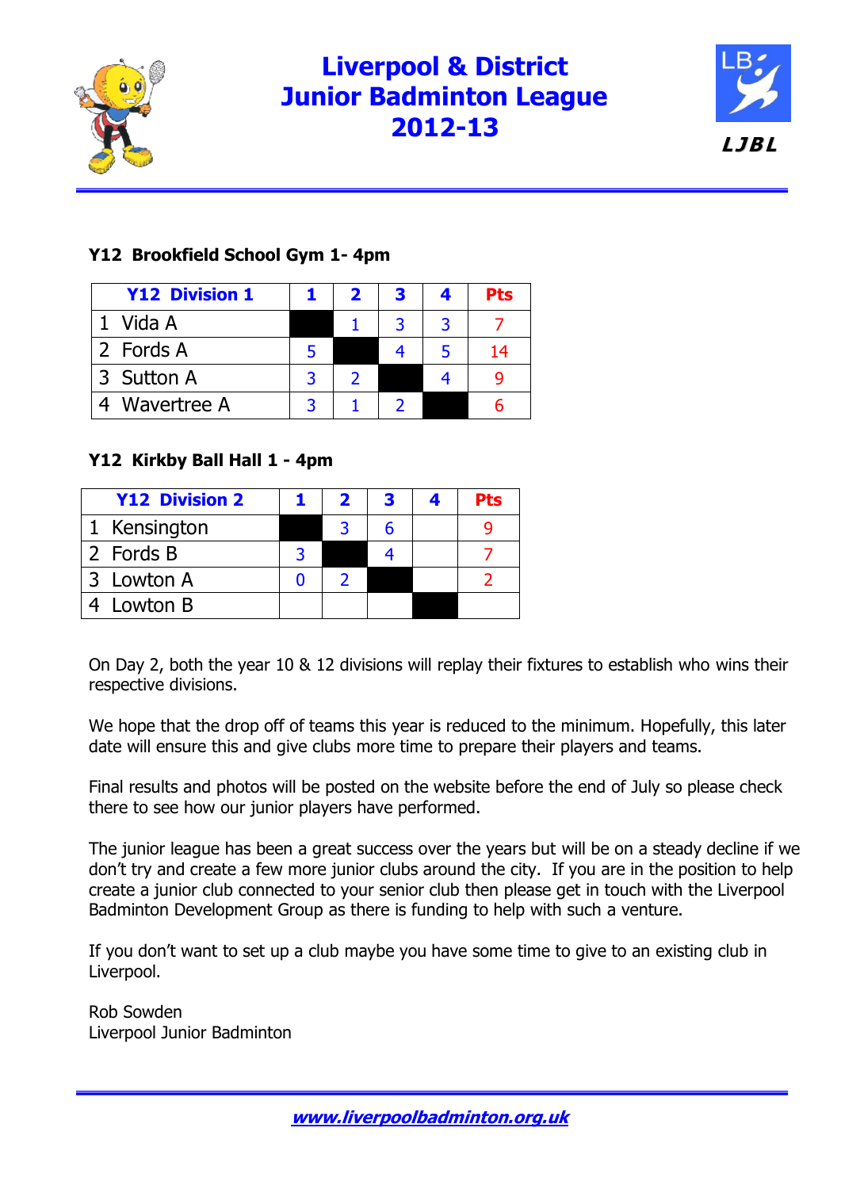# Liverpool & District Junior Badminton League 2012-13

**LJBL**

**Y12 Brookfield School Gym 1- 4pm**

| Y12 Division 1 | 1 | 2 | 3 | 4 | Pts |
|---|---|---|---|---|---|
| 1 Vida A | | 1 | 3 | 3 | 7 |
| 2 Fords A | 5 | | 4 | 5 | 14 |
| 3 Sutton A | 3 | 2 | | 4 | 9 |
| 4 Wavertree A | 3 | 1 | 2 | | 6 |

**Y12 Kirkby Ball Hall 1 - 4pm**

| Y12 Division 2 | 1 | 2 | 3 | 4 | Pts |
|---|---|---|---|---|---|
| 1 Kensington | | 3 | 6 | | 9 |
| 2 Fords B | 3 | | 4 | | 7 |
| 3 Lowton A | 0 | 2 | | | 2 |
| 4 Lowton B | | | | | |

On Day 2, both the year 10 & 12 divisions will replay their fixtures to establish who wins their respective divisions.

We hope that the drop off of teams this year is reduced to the minimum. Hopefully, this later date will ensure this and give clubs more time to prepare their players and teams.

Final results and photos will be posted on the website before the end of July so please check there to see how our junior players have performed.

The junior league has been a great success over the years but will be on a steady decline if we don't try and create a few more junior clubs around the city. If you are in the position to help create a junior club connected to your senior club then please get in touch with the Liverpool Badminton Development Group as there is funding to help with such a venture.

If you don't want to set up a club maybe you have some time to give to an existing club in Liverpool.

Rob Sowden
Liverpool Junior Badminton

***www.liverpoolbadminton.org.uk***